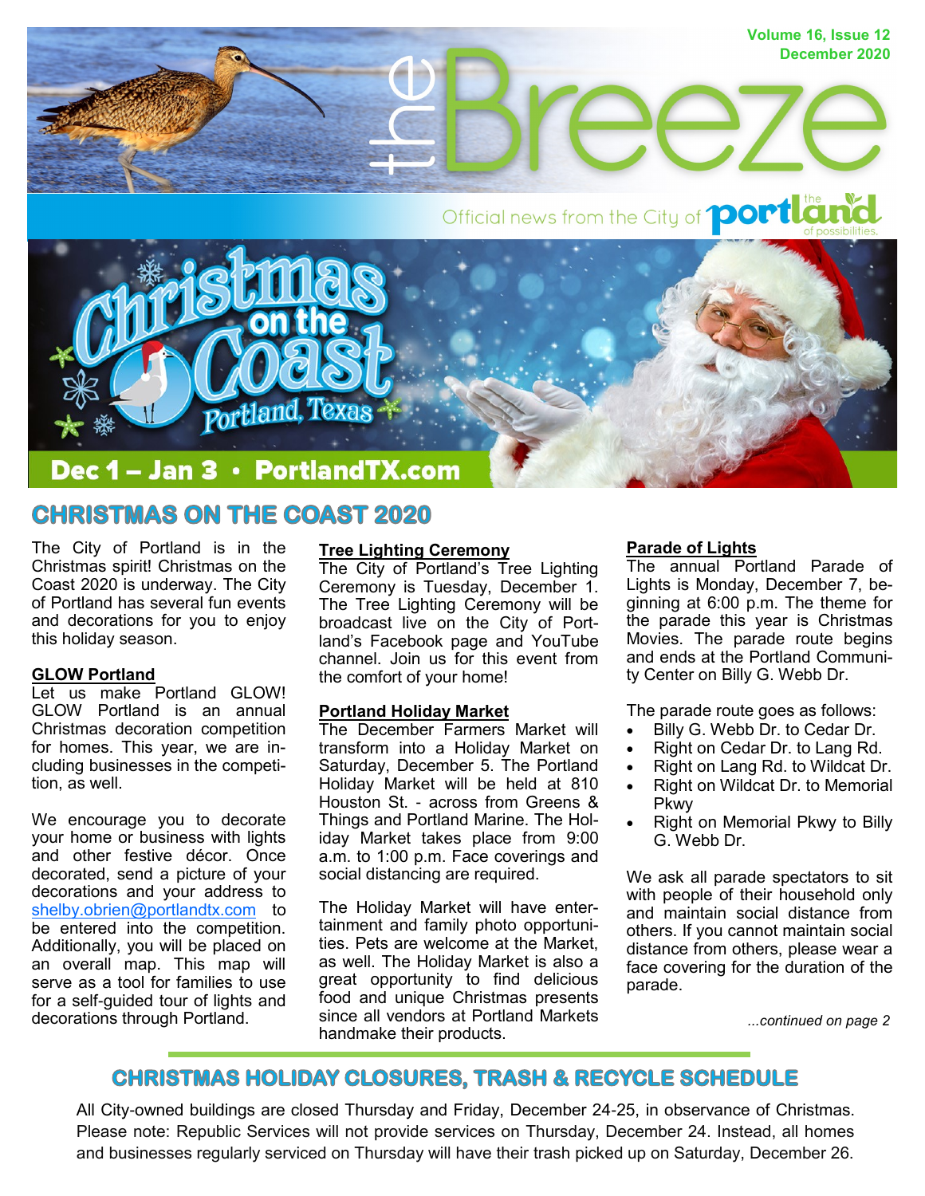# the Breeze

Volume 16, Issue 12
December 2020

Official news from the City of the portland of possibilities.

Christmas on the Coast — Portland, Texas

Dec 1 – Jan 3 • PortlandTX.com

## CHRISTMAS ON THE COAST 2020

The City of Portland is in the Christmas spirit! Christmas on the Coast 2020 is underway. The City of Portland has several fun events and decorations for you to enjoy this holiday season.

**GLOW Portland**

Let us make Portland GLOW! GLOW Portland is an annual Christmas decoration competition for homes. This year, we are including businesses in the competition, as well.

We encourage you to decorate your home or business with lights and other festive décor. Once decorated, send a picture of your decorations and your address to shelby.obrien@portlandtx.com to be entered into the competition. Additionally, you will be placed on an overall map. This map will serve as a tool for families to use for a self-guided tour of lights and decorations through Portland.

**Tree Lighting Ceremony**

The City of Portland's Tree Lighting Ceremony is Tuesday, December 1. The Tree Lighting Ceremony will be broadcast live on the City of Portland's Facebook page and YouTube channel. Join us for this event from the comfort of your home!

**Portland Holiday Market**

The December Farmers Market will transform into a Holiday Market on Saturday, December 5. The Portland Holiday Market will be held at 810 Houston St. - across from Greens & Things and Portland Marine. The Holiday Market takes place from 9:00 a.m. to 1:00 p.m. Face coverings and social distancing are required.

The Holiday Market will have entertainment and family photo opportunities. Pets are welcome at the Market, as well. The Holiday Market is also a great opportunity to find delicious food and unique Christmas presents since all vendors at Portland Markets handmake their products.

**Parade of Lights**

The annual Portland Parade of Lights is Monday, December 7, beginning at 6:00 p.m. The theme for the parade this year is Christmas Movies. The parade route begins and ends at the Portland Community Center on Billy G. Webb Dr.

The parade route goes as follows:

- Billy G. Webb Dr. to Cedar Dr.
- Right on Cedar Dr. to Lang Rd.
- Right on Lang Rd. to Wildcat Dr.
- Right on Wildcat Dr. to Memorial Pkwy
- Right on Memorial Pkwy to Billy G. Webb Dr.

We ask all parade spectators to sit with people of their household only and maintain social distance from others. If you cannot maintain social distance from others, please wear a face covering for the duration of the parade.

*...continued on page 2*

## CHRISTMAS HOLIDAY CLOSURES, TRASH & RECYCLE SCHEDULE

All City-owned buildings are closed Thursday and Friday, December 24-25, in observance of Christmas. Please note: Republic Services will not provide services on Thursday, December 24. Instead, all homes and businesses regularly serviced on Thursday will have their trash picked up on Saturday, December 26.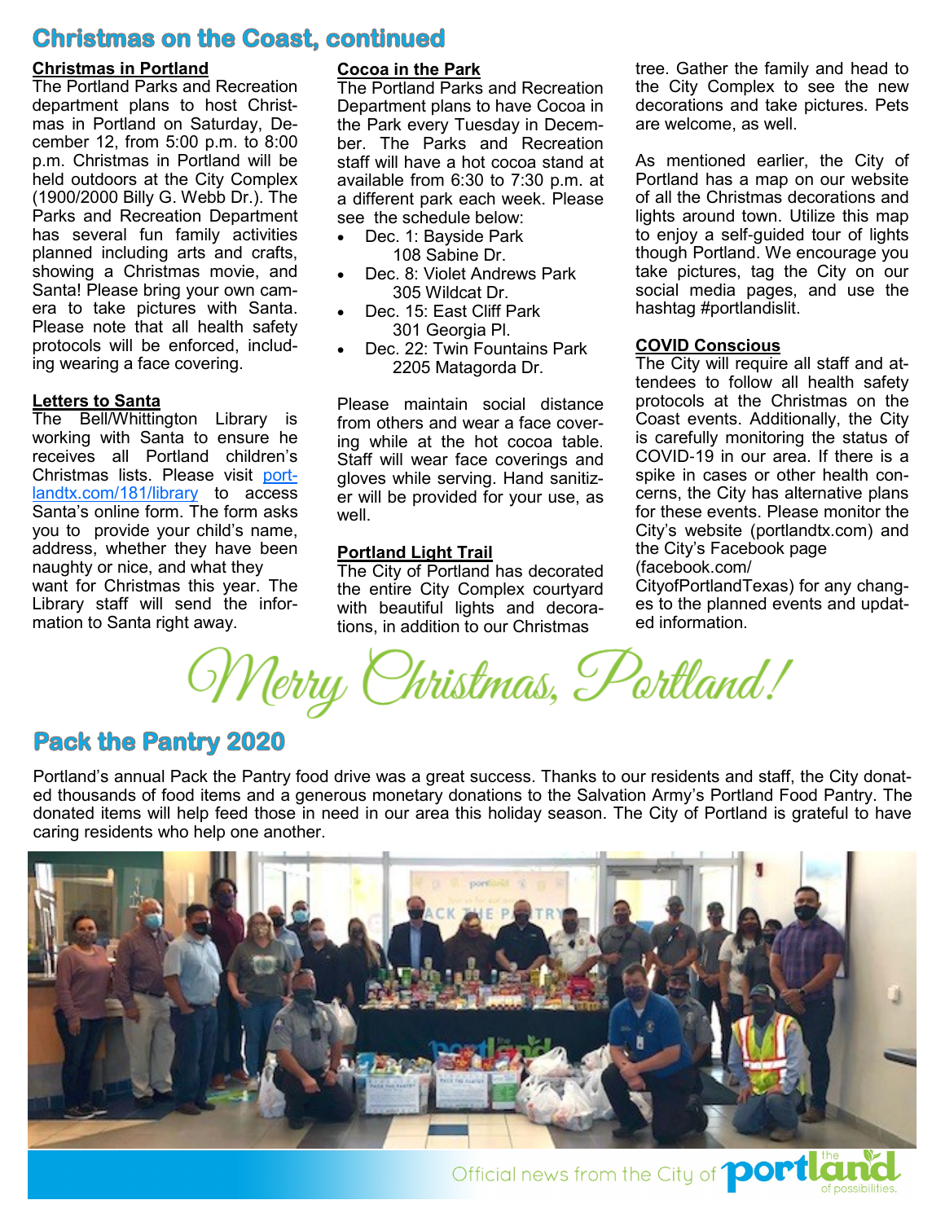## Christmas on the Coast, continued

### Christmas in Portland

The Portland Parks and Recreation department plans to host Christmas in Portland on Saturday, December 12, from 5:00 p.m. to 8:00 p.m. Christmas in Portland will be held outdoors at the City Complex (1900/2000 Billy G. Webb Dr.). The Parks and Recreation Department has several fun family activities planned including arts and crafts, showing a Christmas movie, and Santa! Please bring your own camera to take pictures with Santa. Please note that all health safety protocols will be enforced, including wearing a face covering.

### Letters to Santa

The Bell/Whittington Library is working with Santa to ensure he receives all Portland children's Christmas lists. Please visit portlandtx.com/181/library to access Santa's online form. The form asks you to provide your child's name, address, whether they have been naughty or nice, and what they want for Christmas this year. The Library staff will send the information to Santa right away.

### Cocoa in the Park

The Portland Parks and Recreation Department plans to have Cocoa in the Park every Tuesday in December. The Parks and Recreation staff will have a hot cocoa stand at available from 6:30 to 7:30 p.m. at a different park each week. Please see the schedule below:

- Dec. 1: Bayside Park
  108 Sabine Dr.
- Dec. 8: Violet Andrews Park
  305 Wildcat Dr.
- Dec. 15: East Cliff Park
  301 Georgia Pl.
- Dec. 22: Twin Fountains Park
  2205 Matagorda Dr.

Please maintain social distance from others and wear a face covering while at the hot cocoa table. Staff will wear face coverings and gloves while serving. Hand sanitizer will be provided for your use, as well.

### Portland Light Trail

The City of Portland has decorated the entire City Complex courtyard with beautiful lights and decorations, in addition to our Christmas tree. Gather the family and head to the City Complex to see the new decorations and take pictures. Pets are welcome, as well.

As mentioned earlier, the City of Portland has a map on our website of all the Christmas decorations and lights around town. Utilize this map to enjoy a self-guided tour of lights though Portland. We encourage you take pictures, tag the City on our social media pages, and use the hashtag #portlandislit.

### COVID Conscious

The City will require all staff and attendees to follow all health safety protocols at the Christmas on the Coast events. Additionally, the City is carefully monitoring the status of COVID-19 in our area. If there is a spike in cases or other health concerns, the City has alternative plans for these events. Please monitor the City's website (portlandtx.com) and the City's Facebook page (facebook.com/CityofPortlandTexas) for any changes to the planned events and updated information.

*Merry Christmas, Portland!*

## Pack the Pantry 2020

Portland's annual Pack the Pantry food drive was a great success. Thanks to our residents and staff, the City donated thousands of food items and a generous monetary donations to the Salvation Army's Portland Food Pantry. The donated items will help feed those in need in our area this holiday season. The City of Portland is grateful to have caring residents who help one another.